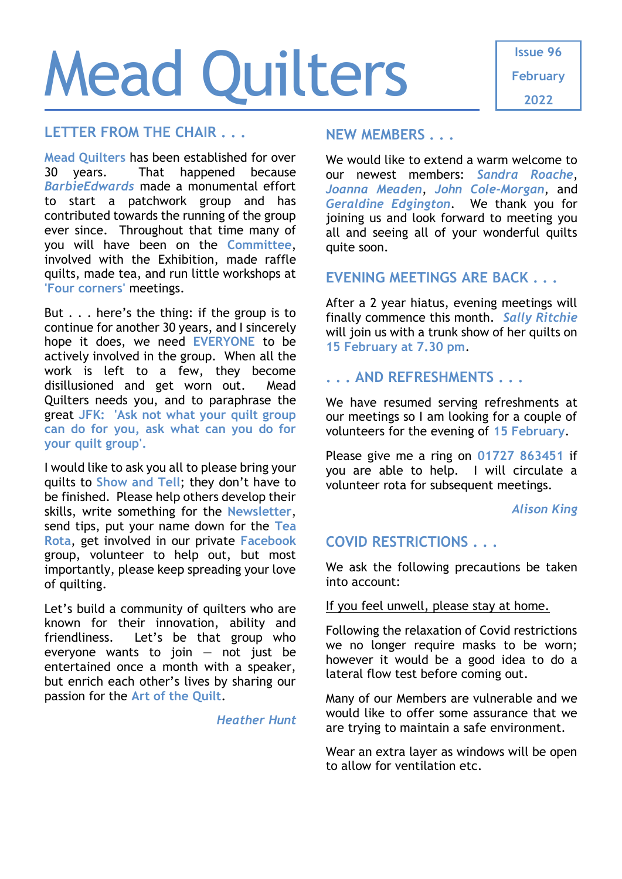# Mead Quilters

Issue 96

February 2022

## LETTER FROM THE CHAIR . . .

Mead Quilters has been established for over 30 years. That happened because *BarbieEdwards* made a monumental effort to start a patchwork group and has contributed towards the running of the group ever since. Throughout that time many of you will have been on the Committee, involved with the Exhibition, made raffle quilts, made tea, and run little workshops at 'Four corners' meetings.

But . . . here's the thing: if the group is to continue for another 30 years, and I sincerely hope it does, we need **EVERYONE** to be actively involved in the group. When all the work is left to a few, they become disillusioned and get worn out. Mead Quilters needs you, and to paraphrase the great **JFK: 'Ask not what your quilt group can do for you, ask what can you do for your quilt group'.**

I would like to ask you all to please bring your quilts to Show and Tell; they don't have to be finished. Please help others develop their skills, write something for the Newsletter, send tips, put your name down for the Tea Rota, get involved in our private Facebook group, volunteer to help out, but most importantly, please keep spreading your love of quilting.

Let's build a community of quilters who are known for their innovation, ability and friendliness. Let's be that group who everyone wants to join — not just be entertained once a month with a speaker, but enrich each other's lives by sharing our passion for the Art of the Quilt.

*Heather Hunt*

## NEW MEMBERS . . .

We would like to extend a warm welcome to our newest members: *Sandra Roache*, *Joanna Meaden*, *John Cole-Morgan*, and *Geraldine Edgington*. We thank you for joining us and look forward to meeting you all and seeing all of your wonderful quilts quite soon.

## EVENING MEETINGS ARE BACK . . .

After a 2 year hiatus, evening meetings will finally commence this month. *Sally Ritchie* will join us with a trunk show of her quilts on 15 February at 7.30 pm.

## . . . AND REFRESHMENTS . . .

We have resumed serving refreshments at our meetings so I am looking for a couple of volunteers for the evening of 15 February.

Please give me a ring on 01727 863451 if you are able to help. I will circulate a volunteer rota for subsequent meetings.

*Alison King*

## COVID RESTRICTIONS . . .

We ask the following precautions be taken into account:

<u>If you feel unwell, please stay at home.</u>

Following the relaxation of Covid restrictions we no longer require masks to be worn; however it would be a good idea to do a lateral flow test before coming out.

Many of our Members are vulnerable and we would like to offer some assurance that we are trying to maintain a safe environment.

Wear an extra layer as windows will be open to allow for ventilation etc.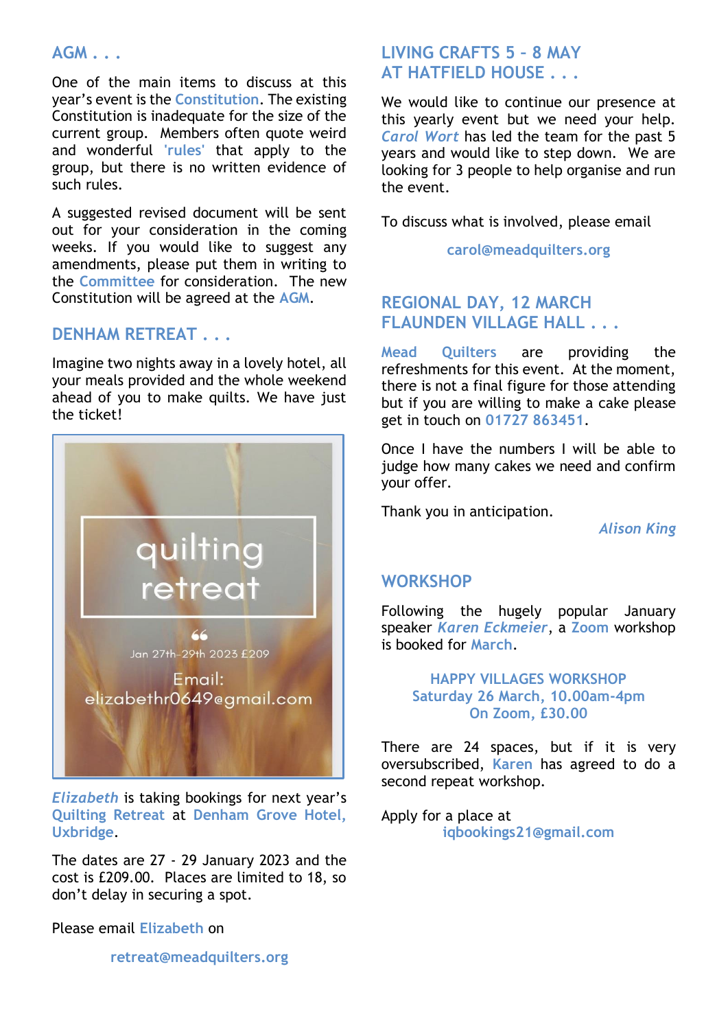## AGM . . .

One of the main items to discuss at this year's event is the Constitution. The existing Constitution is inadequate for the size of the current group. Members often quote weird and wonderful 'rules' that apply to the group, but there is no written evidence of such rules.

A suggested revised document will be sent out for your consideration in the coming weeks. If you would like to suggest any amendments, please put them in writing to the Committee for consideration. The new Constitution will be agreed at the AGM.

## DENHAM RETREAT . . .

Imagine two nights away in a lovely hotel, all your meals provided and the whole weekend ahead of you to make quilts. We have just the ticket!

quilting retreat

Jan 27th-29th 2023 £209

Email: elizabethr0649@gmail.com

*Elizabeth* is taking bookings for next year's Quilting Retreat at Denham Grove Hotel, Uxbridge.

The dates are 27 - 29 January 2023 and the cost is £209.00. Places are limited to 18, so don't delay in securing a spot.

Please email Elizabeth on

**retreat@meadquilters.org**

## LIVING CRAFTS 5 – 8 MAY AT HATFIELD HOUSE . . .

We would like to continue our presence at this yearly event but we need your help. *Carol Wort* has led the team for the past 5 years and would like to step down. We are looking for 3 people to help organise and run the event.

To discuss what is involved, please email

**carol@meadquilters.org**

## REGIONAL DAY, 12 MARCH FLAUNDEN VILLAGE HALL . . .

Mead Quilters are providing the refreshments for this event. At the moment, there is not a final figure for those attending but if you are willing to make a cake please get in touch on 01727 863451.

Once I have the numbers I will be able to judge how many cakes we need and confirm your offer.

Thank you in anticipation.

*Alison King*

## WORKSHOP

Following the hugely popular January speaker *Karen Eckmeier*, a Zoom workshop is booked for March.

**HAPPY VILLAGES WORKSHOP**
**Saturday 26 March, 10.00am-4pm**
**On Zoom, £30.00**

There are 24 spaces, but if it is very oversubscribed, Karen has agreed to do a second repeat workshop.

Apply for a place at

**iqbookings21@gmail.com**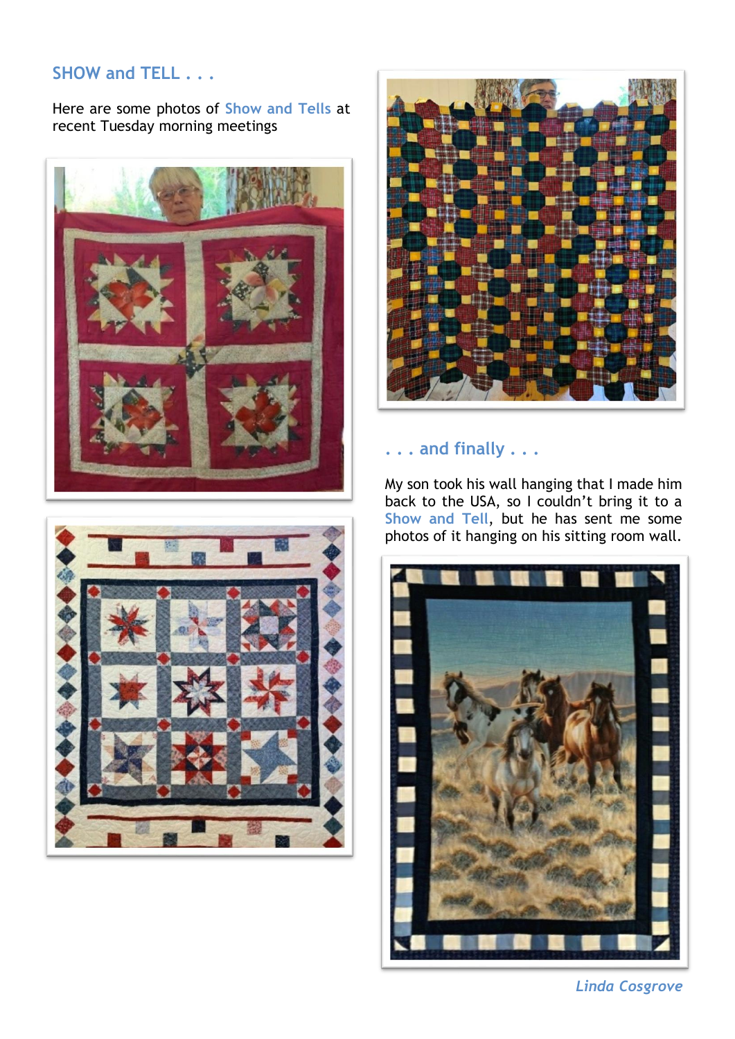## SHOW and TELL . . .

Here are some photos of Show and Tells at recent Tuesday morning meetings

## . . . and finally . . .

My son took his wall hanging that I made him back to the USA, so I couldn't bring it to a Show and Tell, but he has sent me some photos of it hanging on his sitting room wall.

*Linda Cosgrove*